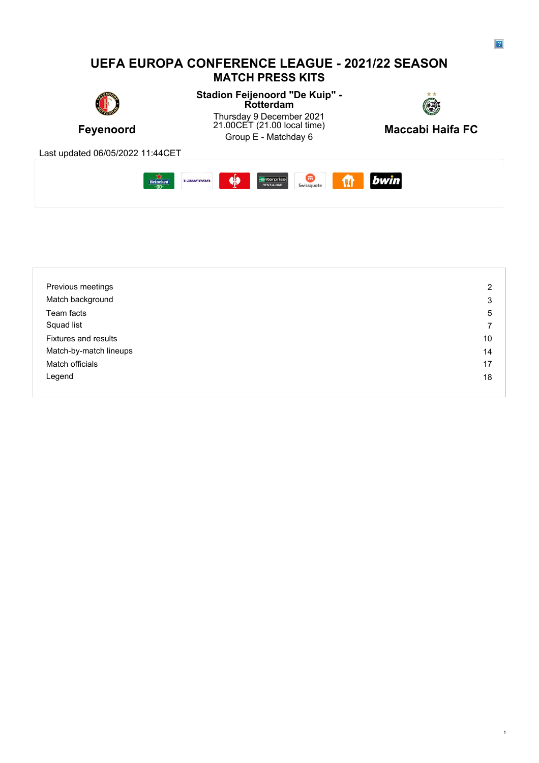# UEFA EUROPA CONFERENCE LEAGUE - 2021/22 SEASON

## MATCH PRESS KITS

**Feyenoord**

**Stadion Feijenoord "De Kuip" - Rotterdam**

Thursday 9 December 2021
21.00CET (21.00 local time)
Group E - Matchday 6

**Maccabi Haifa FC**

Last updated 06/05/2022 11:44CET

| | |
|---|---|
| Previous meetings | 2 |
| Match background | 3 |
| Team facts | 5 |
| Squad list | 7 |
| Fixtures and results | 10 |
| Match-by-match lineups | 14 |
| Match officials | 17 |
| Legend | 18 |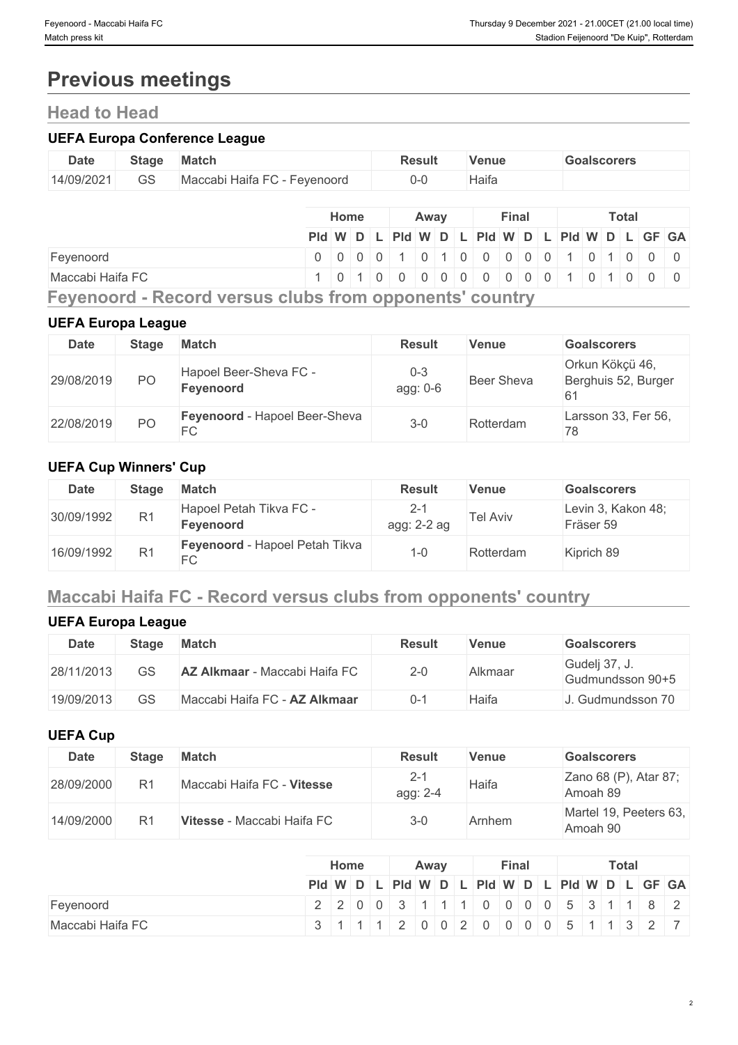# Previous meetings

## Head to Head

### UEFA Europa Conference League

| Date | Stage | Match | Result | Venue | Goalscorers |
|---|---|---|---|---|---|
| 14/09/2021 | GS | Maccabi Haifa FC - Feyenoord | 0-0 | Haifa | |

| | Home | | | | Away | | | | Final | | | | Total | | | | | |
|---|---|---|---|---|---|---|---|---|---|---|---|---|---|---|---|---|---|---|
| | Pld | W | D | L | Pld | W | D | L | Pld | W | D | L | Pld | W | D | L | GF | GA |
| Feyenoord | 0 | 0 | 0 | 0 | 1 | 0 | 1 | 0 | 0 | 0 | 0 | 0 | 1 | 0 | 1 | 0 | 0 | 0 |
| Maccabi Haifa FC | 1 | 0 | 1 | 0 | 0 | 0 | 0 | 0 | 0 | 0 | 0 | 0 | 1 | 0 | 1 | 0 | 0 | 0 |

## Feyenoord - Record versus clubs from opponents' country

### UEFA Europa League

| Date | Stage | Match | Result | Venue | Goalscorers |
|---|---|---|---|---|---|
| 29/08/2019 | PO | Hapoel Beer-Sheva FC - **Feyenoord** | 0-3 agg: 0-6 | Beer Sheva | Orkun Kökçü 46, Berghuis 52, Burger 61 |
| 22/08/2019 | PO | **Feyenoord** - Hapoel Beer-Sheva FC | 3-0 | Rotterdam | Larsson 33, Fer 56, 78 |

### UEFA Cup Winners' Cup

| Date | Stage | Match | Result | Venue | Goalscorers |
|---|---|---|---|---|---|
| 30/09/1992 | R1 | Hapoel Petah Tikva FC - **Feyenoord** | 2-1 agg: 2-2 ag | Tel Aviv | Levin 3, Kakon 48; Fräser 59 |
| 16/09/1992 | R1 | **Feyenoord** - Hapoel Petah Tikva FC | 1-0 | Rotterdam | Kiprich 89 |

## Maccabi Haifa FC - Record versus clubs from opponents' country

### UEFA Europa League

| Date | Stage | Match | Result | Venue | Goalscorers |
|---|---|---|---|---|---|
| 28/11/2013 | GS | **AZ Alkmaar** - Maccabi Haifa FC | 2-0 | Alkmaar | Gudelj 37, J. Gudmundsson 90+5 |
| 19/09/2013 | GS | Maccabi Haifa FC - **AZ Alkmaar** | 0-1 | Haifa | J. Gudmundsson 70 |

### UEFA Cup

| Date | Stage | Match | Result | Venue | Goalscorers |
|---|---|---|---|---|---|
| 28/09/2000 | R1 | Maccabi Haifa FC - **Vitesse** | 2-1 agg: 2-4 | Haifa | Zano 68 (P), Atar 87; Amoah 89 |
| 14/09/2000 | R1 | **Vitesse** - Maccabi Haifa FC | 3-0 | Arnhem | Martel 19, Peeters 63, Amoah 90 |

| | Home | | | | Away | | | | Final | | | | Total | | | | | |
|---|---|---|---|---|---|---|---|---|---|---|---|---|---|---|---|---|---|---|
| | Pld | W | D | L | Pld | W | D | L | Pld | W | D | L | Pld | W | D | L | GF | GA |
| Feyenoord | 2 | 2 | 0 | 0 | 3 | 1 | 1 | 1 | 0 | 0 | 0 | 0 | 5 | 3 | 1 | 1 | 8 | 2 |
| Maccabi Haifa FC | 3 | 1 | 1 | 1 | 2 | 0 | 0 | 2 | 0 | 0 | 0 | 0 | 5 | 1 | 1 | 3 | 2 | 7 |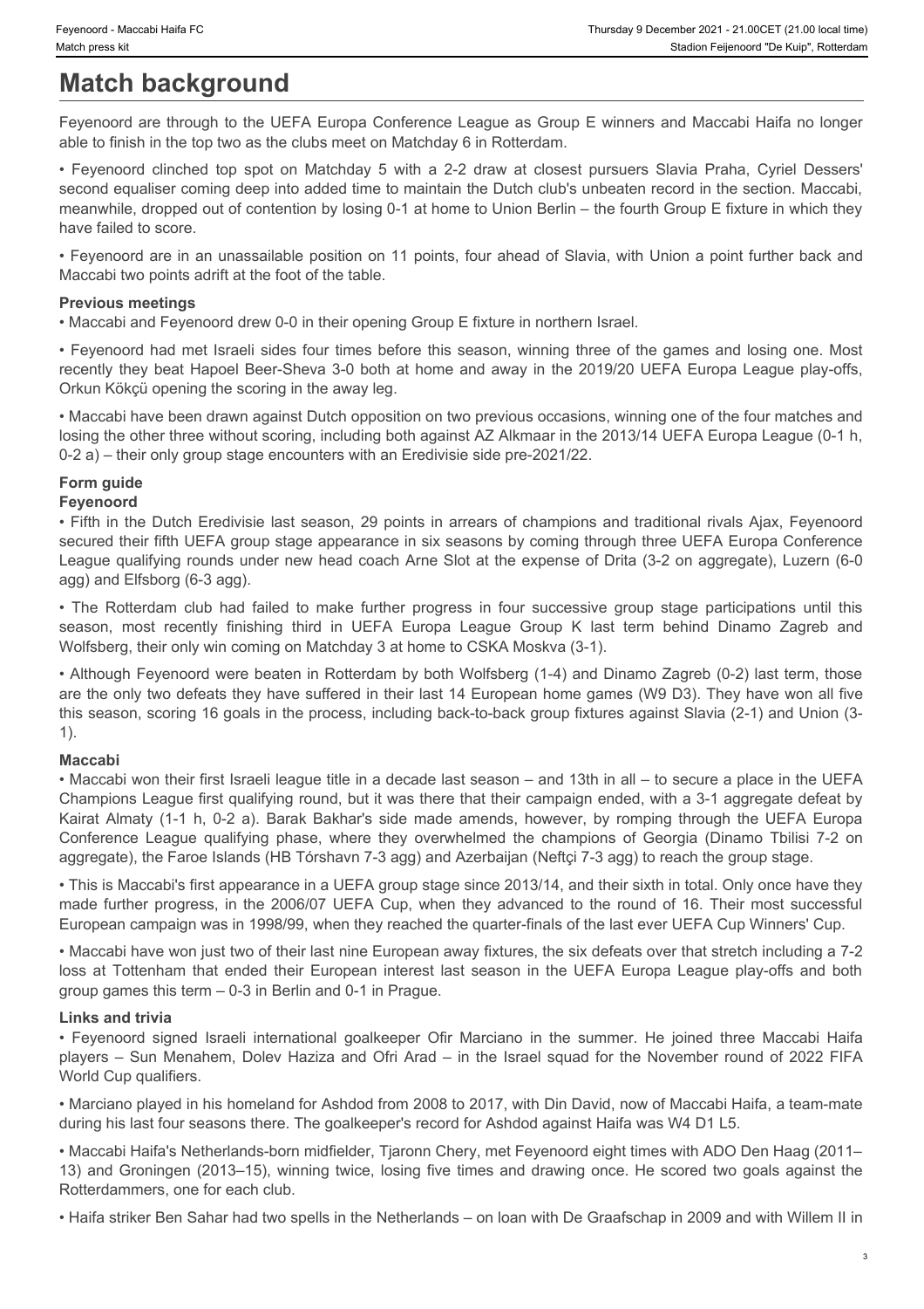# Match background

Feyenoord are through to the UEFA Europa Conference League as Group E winners and Maccabi Haifa no longer able to finish in the top two as the clubs meet on Matchday 6 in Rotterdam.

• Feyenoord clinched top spot on Matchday 5 with a 2-2 draw at closest pursuers Slavia Praha, Cyriel Dessers' second equaliser coming deep into added time to maintain the Dutch club's unbeaten record in the section. Maccabi, meanwhile, dropped out of contention by losing 0-1 at home to Union Berlin – the fourth Group E fixture in which they have failed to score.

• Feyenoord are in an unassailable position on 11 points, four ahead of Slavia, with Union a point further back and Maccabi two points adrift at the foot of the table.

### Previous meetings

• Maccabi and Feyenoord drew 0-0 in their opening Group E fixture in northern Israel.

• Feyenoord had met Israeli sides four times before this season, winning three of the games and losing one. Most recently they beat Hapoel Beer-Sheva 3-0 both at home and away in the 2019/20 UEFA Europa League play-offs, Orkun Kökçü opening the scoring in the away leg.

• Maccabi have been drawn against Dutch opposition on two previous occasions, winning one of the four matches and losing the other three without scoring, including both against AZ Alkmaar in the 2013/14 UEFA Europa League (0-1 h, 0-2 a) – their only group stage encounters with an Eredivisie side pre-2021/22.

### Form guide

#### Feyenoord

• Fifth in the Dutch Eredivisie last season, 29 points in arrears of champions and traditional rivals Ajax, Feyenoord secured their fifth UEFA group stage appearance in six seasons by coming through three UEFA Europa Conference League qualifying rounds under new head coach Arne Slot at the expense of Drita (3-2 on aggregate), Luzern (6-0 agg) and Elfsborg (6-3 agg).

• The Rotterdam club had failed to make further progress in four successive group stage participations until this season, most recently finishing third in UEFA Europa League Group K last term behind Dinamo Zagreb and Wolfsberg, their only win coming on Matchday 3 at home to CSKA Moskva (3-1).

• Although Feyenoord were beaten in Rotterdam by both Wolfsberg (1-4) and Dinamo Zagreb (0-2) last term, those are the only two defeats they have suffered in their last 14 European home games (W9 D3). They have won all five this season, scoring 16 goals in the process, including back-to-back group fixtures against Slavia (2-1) and Union (3-1).

#### Maccabi

• Maccabi won their first Israeli league title in a decade last season – and 13th in all – to secure a place in the UEFA Champions League first qualifying round, but it was there that their campaign ended, with a 3-1 aggregate defeat by Kairat Almaty (1-1 h, 0-2 a). Barak Bakhar's side made amends, however, by romping through the UEFA Europa Conference League qualifying phase, where they overwhelmed the champions of Georgia (Dinamo Tbilisi 7-2 on aggregate), the Faroe Islands (HB Tórshavn 7-3 agg) and Azerbaijan (Neftçi 7-3 agg) to reach the group stage.

• This is Maccabi's first appearance in a UEFA group stage since 2013/14, and their sixth in total. Only once have they made further progress, in the 2006/07 UEFA Cup, when they advanced to the round of 16. Their most successful European campaign was in 1998/99, when they reached the quarter-finals of the last ever UEFA Cup Winners' Cup.

• Maccabi have won just two of their last nine European away fixtures, the six defeats over that stretch including a 7-2 loss at Tottenham that ended their European interest last season in the UEFA Europa League play-offs and both group games this term – 0-3 in Berlin and 0-1 in Prague.

### Links and trivia

• Feyenoord signed Israeli international goalkeeper Ofir Marciano in the summer. He joined three Maccabi Haifa players – Sun Menahem, Dolev Haziza and Ofri Arad – in the Israel squad for the November round of 2022 FIFA World Cup qualifiers.

• Marciano played in his homeland for Ashdod from 2008 to 2017, with Din David, now of Maccabi Haifa, a team-mate during his last four seasons there. The goalkeeper's record for Ashdod against Haifa was W4 D1 L5.

• Maccabi Haifa's Netherlands-born midfielder, Tjaronn Chery, met Feyenoord eight times with ADO Den Haag (2011–13) and Groningen (2013–15), winning twice, losing five times and drawing once. He scored two goals against the Rotterdammers, one for each club.

• Haifa striker Ben Sahar had two spells in the Netherlands – on loan with De Graafschap in 2009 and with Willem II in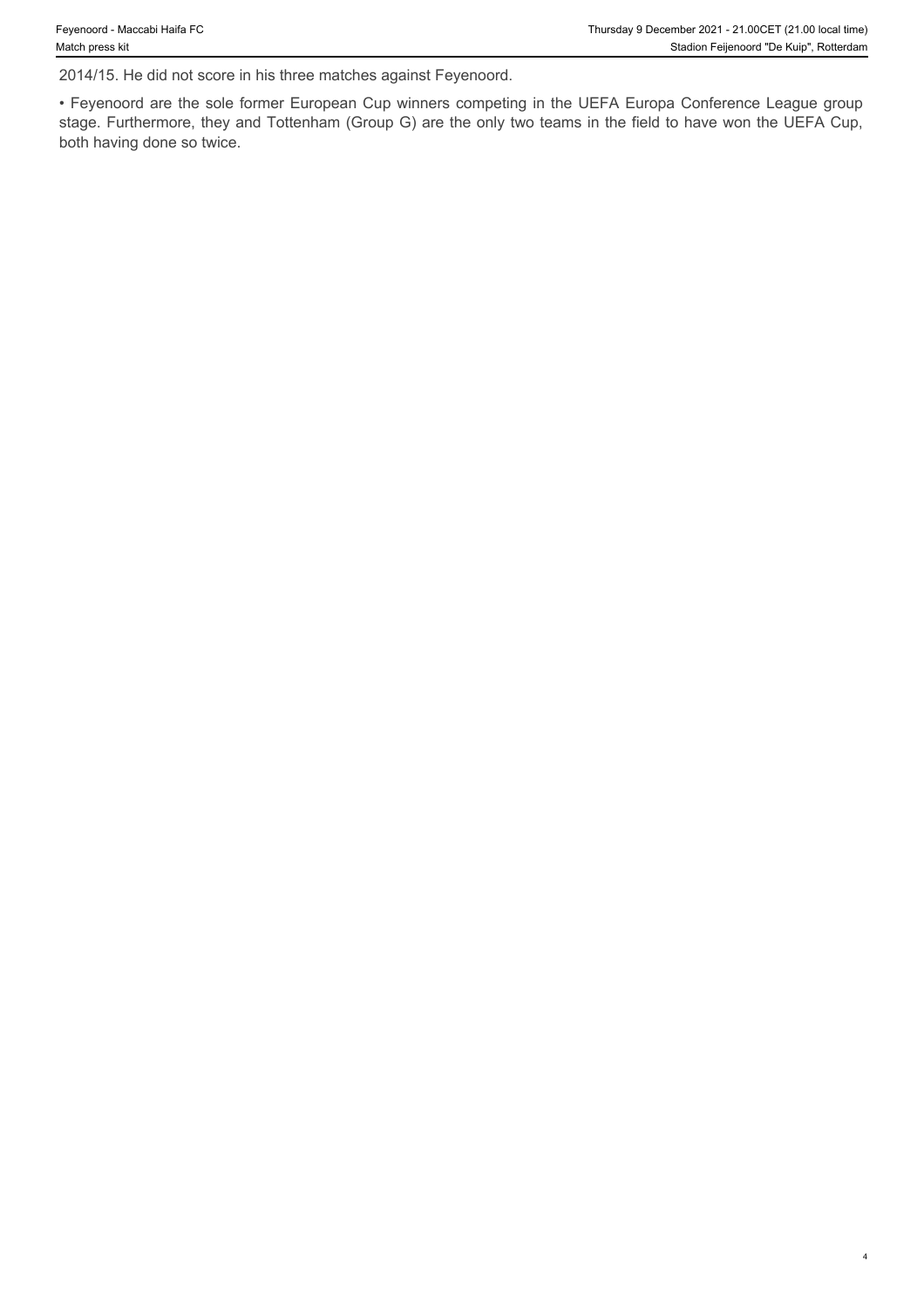2014/15. He did not score in his three matches against Feyenoord.

- Feyenoord are the sole former European Cup winners competing in the UEFA Europa Conference League group stage. Furthermore, they and Tottenham (Group G) are the only two teams in the field to have won the UEFA Cup, both having done so twice.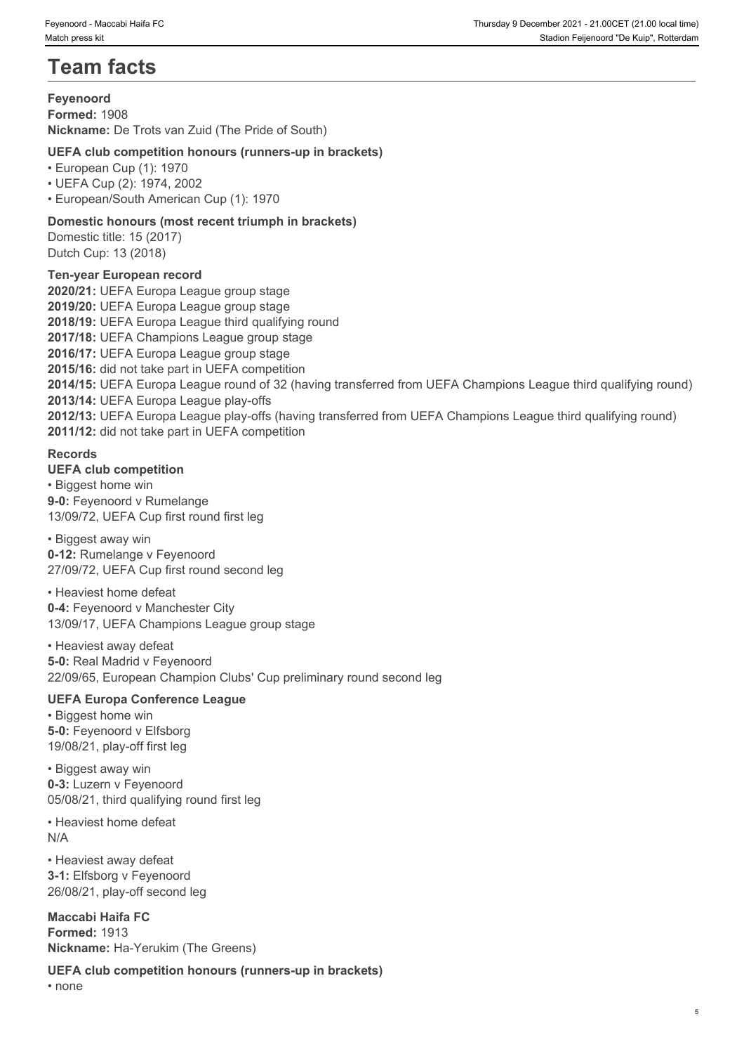# Team facts

**Feyenoord**
**Formed:** 1908
**Nickname:** De Trots van Zuid (The Pride of South)

**UEFA club competition honours (runners-up in brackets)**

- European Cup (1): 1970
- UEFA Cup (2): 1974, 2002
- European/South American Cup (1): 1970

**Domestic honours (most recent triumph in brackets)**
Domestic title: 15 (2017)
Dutch Cup: 13 (2018)

**Ten-year European record**
**2020/21:** UEFA Europa League group stage
**2019/20:** UEFA Europa League group stage
**2018/19:** UEFA Europa League third qualifying round
**2017/18:** UEFA Champions League group stage
**2016/17:** UEFA Europa League group stage
**2015/16:** did not take part in UEFA competition
**2014/15:** UEFA Europa League round of 32 (having transferred from UEFA Champions League third qualifying round)
**2013/14:** UEFA Europa League play-offs
**2012/13:** UEFA Europa League play-offs (having transferred from UEFA Champions League third qualifying round)
**2011/12:** did not take part in UEFA competition

**Records**
**UEFA club competition**

- Biggest home win
**9-0:** Feyenoord v Rumelange
13/09/72, UEFA Cup first round first leg

- Biggest away win
**0-12:** Rumelange v Feyenoord
27/09/72, UEFA Cup first round second leg

- Heaviest home defeat
**0-4:** Feyenoord v Manchester City
13/09/17, UEFA Champions League group stage

- Heaviest away defeat
**5-0:** Real Madrid v Feyenoord
22/09/65, European Champion Clubs' Cup preliminary round second leg

**UEFA Europa Conference League**

- Biggest home win
**5-0:** Feyenoord v Elfsborg
19/08/21, play-off first leg

- Biggest away win
**0-3:** Luzern v Feyenoord
05/08/21, third qualifying round first leg

- Heaviest home defeat
N/A

- Heaviest away defeat
**3-1:** Elfsborg v Feyenoord
26/08/21, play-off second leg

**Maccabi Haifa FC**
**Formed:** 1913
**Nickname:** Ha-Yerukim (The Greens)

**UEFA club competition honours (runners-up in brackets)**

- none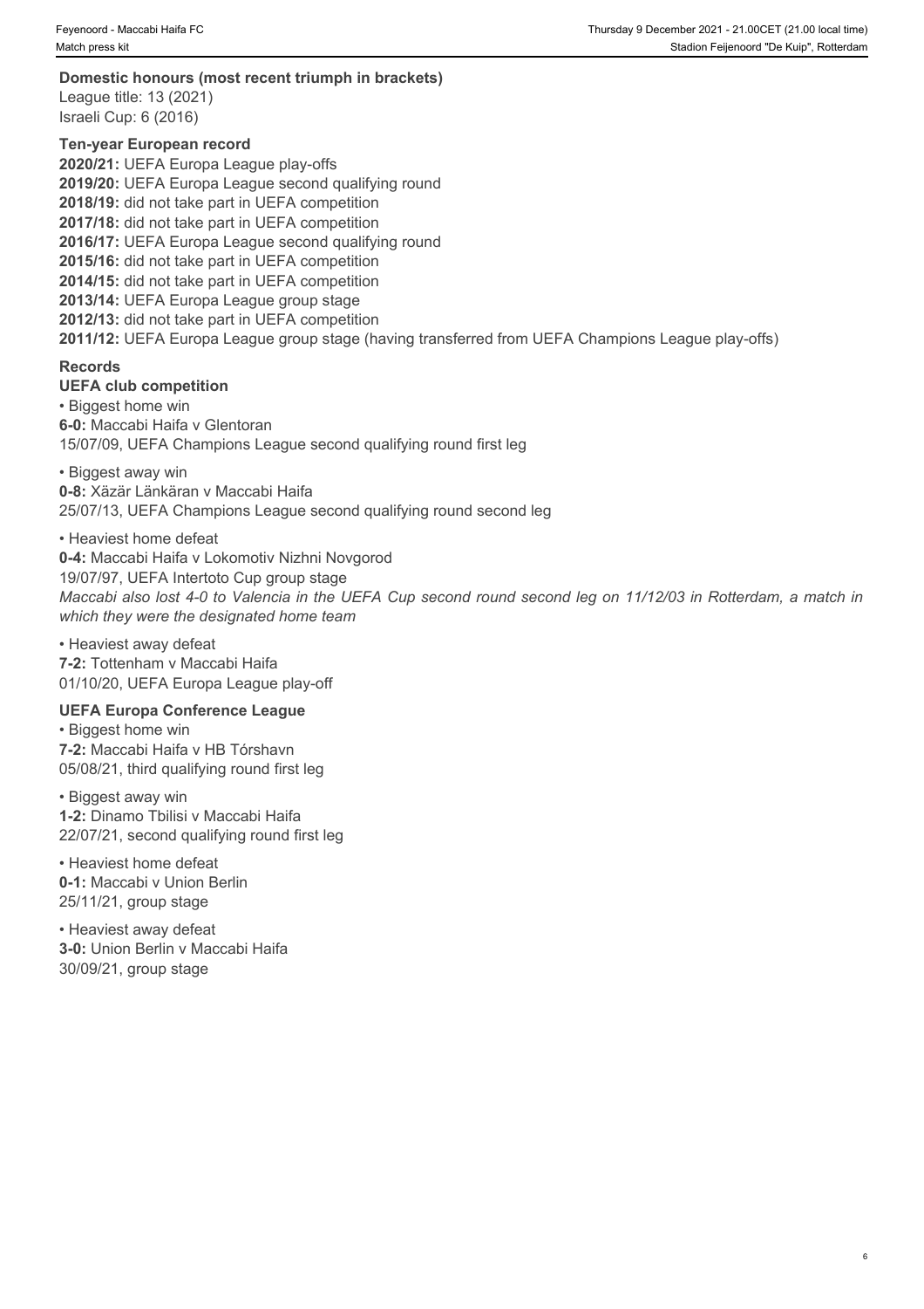**Domestic honours (most recent triumph in brackets)**

League title: 13 (2021)
Israeli Cup: 6 (2016)

**Ten-year European record**

**2020/21:** UEFA Europa League play-offs
**2019/20:** UEFA Europa League second qualifying round
**2018/19:** did not take part in UEFA competition
**2017/18:** did not take part in UEFA competition
**2016/17:** UEFA Europa League second qualifying round
**2015/16:** did not take part in UEFA competition
**2014/15:** did not take part in UEFA competition
**2013/14:** UEFA Europa League group stage
**2012/13:** did not take part in UEFA competition
**2011/12:** UEFA Europa League group stage (having transferred from UEFA Champions League play-offs)

## Records

### UEFA club competition

• Biggest home win
**6-0:** Maccabi Haifa v Glentoran
15/07/09, UEFA Champions League second qualifying round first leg

• Biggest away win
**0-8:** Xäzär Länkäran v Maccabi Haifa
25/07/13, UEFA Champions League second qualifying round second leg

• Heaviest home defeat
**0-4:** Maccabi Haifa v Lokomotiv Nizhni Novgorod
19/07/97, UEFA Intertoto Cup group stage
*Maccabi also lost 4-0 to Valencia in the UEFA Cup second round second leg on 11/12/03 in Rotterdam, a match in which they were the designated home team*

• Heaviest away defeat
**7-2:** Tottenham v Maccabi Haifa
01/10/20, UEFA Europa League play-off

### UEFA Europa Conference League

• Biggest home win
**7-2:** Maccabi Haifa v HB Tórshavn
05/08/21, third qualifying round first leg

• Biggest away win
**1-2:** Dinamo Tbilisi v Maccabi Haifa
22/07/21, second qualifying round first leg

• Heaviest home defeat
**0-1:** Maccabi v Union Berlin
25/11/21, group stage

• Heaviest away defeat
**3-0:** Union Berlin v Maccabi Haifa
30/09/21, group stage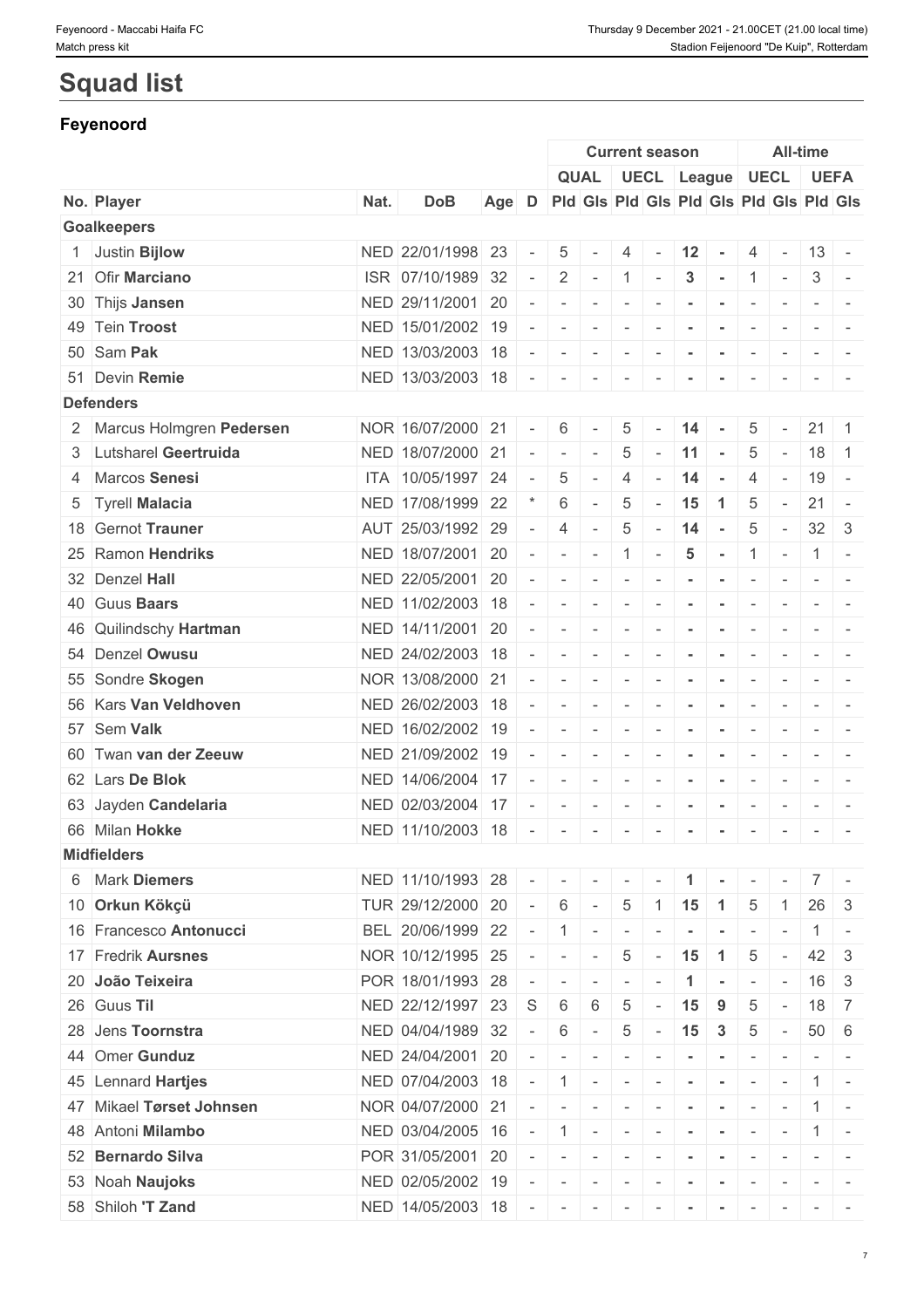# Squad list

## Feyenoord

| | | | | | | Current season | | | | | | All-time | | | |
|---|---|---|---|---|---|---|---|---|---|---|---|---|---|---|---|
| | | | | | | QUAL | | UECL | | League | | UECL | | UEFA | |
| No. | Player | Nat. | DoB | Age | D | Pld | Gls | Pld | Gls | Pld | Gls | Pld | Gls | Pld | Gls |
| **Goalkeepers** | | | | | | | | | | | | | | | |
| 1 | Justin **Bijlow** | NED | 22/01/1998 | 23 | - | 5 | - | 4 | - | **12** | - | 4 | - | 13 | - |
| 21 | Ofir **Marciano** | ISR | 07/10/1989 | 32 | - | 2 | - | 1 | - | **3** | - | 1 | - | 3 | - |
| 30 | Thijs **Jansen** | NED | 29/11/2001 | 20 | - | - | - | - | - | - | - | - | - | - | - |
| 49 | Tein **Troost** | NED | 15/01/2002 | 19 | - | - | - | - | - | - | - | - | - | - | - |
| 50 | Sam **Pak** | NED | 13/03/2003 | 18 | - | - | - | - | - | - | - | - | - | - | - |
| 51 | Devin **Remie** | NED | 13/03/2003 | 18 | - | - | - | - | - | - | - | - | - | - | - |
| **Defenders** | | | | | | | | | | | | | | | |
| 2 | Marcus Holmgren **Pedersen** | NOR | 16/07/2000 | 21 | - | 6 | - | 5 | - | **14** | - | 5 | - | 21 | 1 |
| 3 | Lutsharel **Geertruida** | NED | 18/07/2000 | 21 | - | - | - | 5 | - | **11** | - | 5 | - | 18 | 1 |
| 4 | Marcos **Senesi** | ITA | 10/05/1997 | 24 | - | 5 | - | 4 | - | **14** | - | 4 | - | 19 | - |
| 5 | Tyrell **Malacia** | NED | 17/08/1999 | 22 | * | 6 | - | 5 | - | **15** | **1** | 5 | - | 21 | - |
| 18 | Gernot **Trauner** | AUT | 25/03/1992 | 29 | - | 4 | - | 5 | - | **14** | - | 5 | - | 32 | 3 |
| 25 | Ramon **Hendriks** | NED | 18/07/2001 | 20 | - | - | - | 1 | - | **5** | - | 1 | - | 1 | - |
| 32 | Denzel **Hall** | NED | 22/05/2001 | 20 | - | - | - | - | - | - | - | - | - | - | - |
| 40 | Guus **Baars** | NED | 11/02/2003 | 18 | - | - | - | - | - | - | - | - | - | - | - |
| 46 | Quilindschy **Hartman** | NED | 14/11/2001 | 20 | - | - | - | - | - | - | - | - | - | - | - |
| 54 | Denzel **Owusu** | NED | 24/02/2003 | 18 | - | - | - | - | - | - | - | - | - | - | - |
| 55 | Sondre **Skogen** | NOR | 13/08/2000 | 21 | - | - | - | - | - | - | - | - | - | - | - |
| 56 | Kars **Van Veldhoven** | NED | 26/02/2003 | 18 | - | - | - | - | - | - | - | - | - | - | - |
| 57 | Sem **Valk** | NED | 16/02/2002 | 19 | - | - | - | - | - | - | - | - | - | - | - |
| 60 | Twan **van der Zeeuw** | NED | 21/09/2002 | 19 | - | - | - | - | - | - | - | - | - | - | - |
| 62 | Lars **De Blok** | NED | 14/06/2004 | 17 | - | - | - | - | - | - | - | - | - | - | - |
| 63 | Jayden **Candelaria** | NED | 02/03/2004 | 17 | - | - | - | - | - | - | - | - | - | - | - |
| 66 | Milan **Hokke** | NED | 11/10/2003 | 18 | - | - | - | - | - | - | - | - | - | - | - |
| **Midfielders** | | | | | | | | | | | | | | | |
| 6 | Mark **Diemers** | NED | 11/10/1993 | 28 | - | - | - | - | - | **1** | - | - | - | 7 | - |
| 10 | **Orkun Kökçü** | TUR | 29/12/2000 | 20 | - | 6 | - | 5 | 1 | **15** | **1** | 5 | 1 | 26 | 3 |
| 16 | Francesco **Antonucci** | BEL | 20/06/1999 | 22 | - | 1 | - | - | - | - | - | - | - | 1 | - |
| 17 | Fredrik **Aursnes** | NOR | 10/12/1995 | 25 | - | - | - | 5 | - | **15** | **1** | 5 | - | 42 | 3 |
| 20 | **João Teixeira** | POR | 18/01/1993 | 28 | - | - | - | - | - | **1** | - | - | - | 16 | 3 |
| 26 | Guus **Til** | NED | 22/12/1997 | 23 | S | 6 | 6 | 5 | - | **15** | **9** | 5 | - | 18 | 7 |
| 28 | Jens **Toornstra** | NED | 04/04/1989 | 32 | - | 6 | - | 5 | - | **15** | **3** | 5 | - | 50 | 6 |
| 44 | Omer **Gunduz** | NED | 24/04/2001 | 20 | - | - | - | - | - | - | - | - | - | - | - |
| 45 | Lennard **Hartjes** | NED | 07/04/2003 | 18 | - | 1 | - | - | - | - | - | - | - | 1 | - |
| 47 | Mikael **Tørset Johnsen** | NOR | 04/07/2000 | 21 | - | - | - | - | - | - | - | - | - | 1 | - |
| 48 | Antoni **Milambo** | NED | 03/04/2005 | 16 | - | 1 | - | - | - | - | - | - | - | 1 | - |
| 52 | **Bernardo Silva** | POR | 31/05/2001 | 20 | - | - | - | - | - | - | - | - | - | - | - |
| 53 | Noah **Naujoks** | NED | 02/05/2002 | 19 | - | - | - | - | - | - | - | - | - | - | - |
| 58 | Shiloh **'T Zand** | NED | 14/05/2003 | 18 | - | - | - | - | - | - | - | - | - | - | - |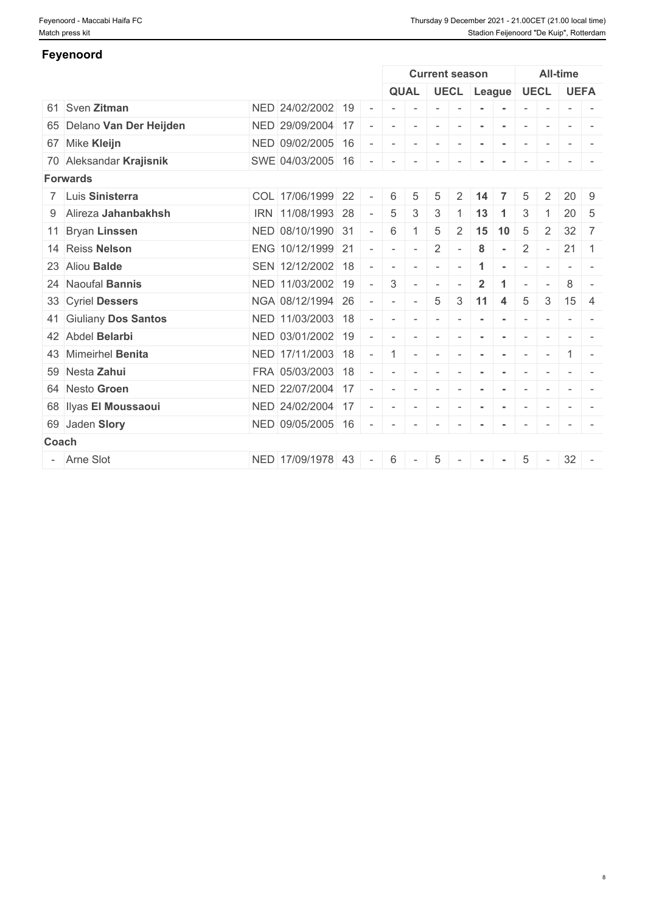## Feyenoord

| | | | | | | Current season | | | | | | | | All-time | | | |
|---|---|---|---|---|---|---|---|---|---|---|---|---|---|---|---|---|---|
| | | | | | | QUAL | | UECL | | League | | | | UECL | | UEFA | |
| 61 | Sven **Zitman** | NED | 24/02/2002 | 19 | - | - | - | - | - | - | - | | | - | - | - | - |
| 65 | Delano **Van Der Heijden** | NED | 29/09/2004 | 17 | - | - | - | - | - | - | - | | | - | - | - | - |
| 67 | Mike **Kleijn** | NED | 09/02/2005 | 16 | - | - | - | - | - | - | - | | | - | - | - | - |
| 70 | Aleksandar **Krajisnik** | SWE | 04/03/2005 | 16 | - | - | - | - | - | - | - | | | - | - | - | - |
| **Forwards** | | | | | | | | | | | | | | | | | |
| 7 | Luis **Sinisterra** | COL | 17/06/1999 | 22 | - | 6 | 5 | 5 | 2 | **14** | **7** | | | 5 | 2 | 20 | 9 |
| 9 | Alireza **Jahanbakhsh** | IRN | 11/08/1993 | 28 | - | 5 | 3 | 3 | 1 | **13** | **1** | | | 3 | 1 | 20 | 5 |
| 11 | Bryan **Linssen** | NED | 08/10/1990 | 31 | - | 6 | 1 | 5 | 2 | **15** | **10** | | | 5 | 2 | 32 | 7 |
| 14 | Reiss **Nelson** | ENG | 10/12/1999 | 21 | - | - | - | 2 | - | **8** | - | | | 2 | - | 21 | 1 |
| 23 | Aliou **Balde** | SEN | 12/12/2002 | 18 | - | - | - | - | - | **1** | - | | | - | - | - | - |
| 24 | Naoufal **Bannis** | NED | 11/03/2002 | 19 | - | 3 | - | - | - | **2** | **1** | | | - | - | 8 | - |
| 33 | Cyriel **Dessers** | NGA | 08/12/1994 | 26 | - | - | - | 5 | 3 | **11** | **4** | | | 5 | 3 | 15 | 4 |
| 41 | Giuliany **Dos Santos** | NED | 11/03/2003 | 18 | - | - | - | - | - | - | - | | | - | - | - | - |
| 42 | Abdel **Belarbi** | NED | 03/01/2002 | 19 | - | - | - | - | - | - | - | | | - | - | - | - |
| 43 | Mimeirhel **Benita** | NED | 17/11/2003 | 18 | - | 1 | - | - | - | - | - | | | - | - | 1 | - |
| 59 | Nesta **Zahui** | FRA | 05/03/2003 | 18 | - | - | - | - | - | - | - | | | - | - | - | - |
| 64 | Nesto **Groen** | NED | 22/07/2004 | 17 | - | - | - | - | - | - | - | | | - | - | - | - |
| 68 | Ilyas **El Moussaoui** | NED | 24/02/2004 | 17 | - | - | - | - | - | - | - | | | - | - | - | - |
| 69 | Jaden **Slory** | NED | 09/05/2005 | 16 | - | - | - | - | - | - | - | | | - | - | - | - |
| **Coach** | | | | | | | | | | | | | | | | | |
| - | Arne Slot | NED | 17/09/1978 | 43 | - | 6 | - | 5 | - | - | - | | | 5 | - | 32 | - |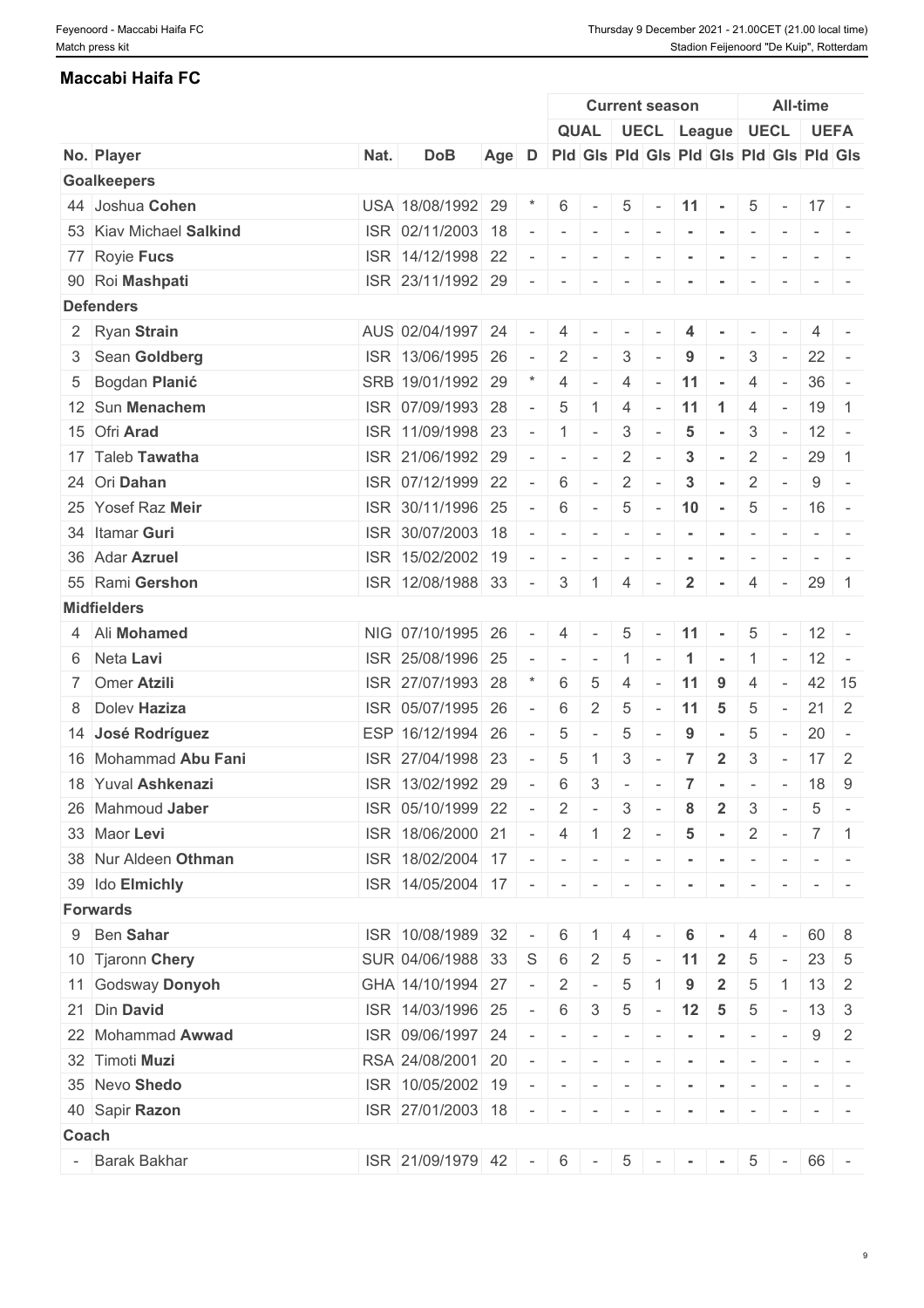## Maccabi Haifa FC

| | | | | | | Current season | | | | | | All-time | | | |
|---|---|---|---|---|---|---|---|---|---|---|---|---|---|---|---|
| | | | | | | QUAL | | UECL | | League | | UECL | | UEFA | |
| No. | Player | Nat. | DoB | Age | D | Pld | Gls | Pld | Gls | Pld | Gls | Pld | Gls | Pld | Gls |
| **Goalkeepers** | | | | | | | | | | | | | | | |
| 44 | Joshua **Cohen** | USA | 18/08/1992 | 29 | * | 6 | - | 5 | - | 11 | - | 5 | - | 17 | - |
| 53 | Kiav Michael **Salkind** | ISR | 02/11/2003 | 18 | - | - | - | - | - | - | - | - | - | - | - |
| 77 | Royie **Fucs** | ISR | 14/12/1998 | 22 | - | - | - | - | - | - | - | - | - | - | - |
| 90 | Roi **Mashpati** | ISR | 23/11/1992 | 29 | - | - | - | - | - | - | - | - | - | - | - |
| **Defenders** | | | | | | | | | | | | | | | |
| 2 | Ryan **Strain** | AUS | 02/04/1997 | 24 | - | 4 | - | - | - | 4 | - | - | - | 4 | - |
| 3 | Sean **Goldberg** | ISR | 13/06/1995 | 26 | - | 2 | - | 3 | - | 9 | - | 3 | - | 22 | - |
| 5 | Bogdan **Planić** | SRB | 19/01/1992 | 29 | * | 4 | - | 4 | - | 11 | - | 4 | - | 36 | - |
| 12 | Sun **Menachem** | ISR | 07/09/1993 | 28 | - | 5 | 1 | 4 | - | 11 | 1 | 4 | - | 19 | 1 |
| 15 | Ofri **Arad** | ISR | 11/09/1998 | 23 | - | 1 | - | 3 | - | 5 | - | 3 | - | 12 | - |
| 17 | Taleb **Tawatha** | ISR | 21/06/1992 | 29 | - | - | - | 2 | - | 3 | - | 2 | - | 29 | 1 |
| 24 | Ori **Dahan** | ISR | 07/12/1999 | 22 | - | 6 | - | 2 | - | 3 | - | 2 | - | 9 | - |
| 25 | Yosef Raz **Meir** | ISR | 30/11/1996 | 25 | - | 6 | - | 5 | - | 10 | - | 5 | - | 16 | - |
| 34 | Itamar **Guri** | ISR | 30/07/2003 | 18 | - | - | - | - | - | - | - | - | - | - | - |
| 36 | Adar **Azruel** | ISR | 15/02/2002 | 19 | - | - | - | - | - | - | - | - | - | - | - |
| 55 | Rami **Gershon** | ISR | 12/08/1988 | 33 | - | 3 | 1 | 4 | - | 2 | - | 4 | - | 29 | 1 |
| **Midfielders** | | | | | | | | | | | | | | | |
| 4 | Ali **Mohamed** | NIG | 07/10/1995 | 26 | - | 4 | - | 5 | - | 11 | - | 5 | - | 12 | - |
| 6 | Neta **Lavi** | ISR | 25/08/1996 | 25 | - | - | - | 1 | - | 1 | - | 1 | - | 12 | - |
| 7 | Omer **Atzili** | ISR | 27/07/1993 | 28 | * | 6 | 5 | 4 | - | 11 | 9 | 4 | - | 42 | 15 |
| 8 | Dolev **Haziza** | ISR | 05/07/1995 | 26 | - | 6 | 2 | 5 | - | 11 | 5 | 5 | - | 21 | 2 |
| 14 | **José Rodríguez** | ESP | 16/12/1994 | 26 | - | 5 | - | 5 | - | 9 | - | 5 | - | 20 | - |
| 16 | Mohammad **Abu Fani** | ISR | 27/04/1998 | 23 | - | 5 | 1 | 3 | - | 7 | 2 | 3 | - | 17 | 2 |
| 18 | Yuval **Ashkenazi** | ISR | 13/02/1992 | 29 | - | 6 | 3 | - | - | 7 | - | - | - | 18 | 9 |
| 26 | Mahmoud **Jaber** | ISR | 05/10/1999 | 22 | - | 2 | - | 3 | - | 8 | 2 | 3 | - | 5 | - |
| 33 | Maor **Levi** | ISR | 18/06/2000 | 21 | - | 4 | 1 | 2 | - | 5 | - | 2 | - | 7 | 1 |
| 38 | Nur Aldeen **Othman** | ISR | 18/02/2004 | 17 | - | - | - | - | - | - | - | - | - | - | - |
| 39 | Ido **Elmichly** | ISR | 14/05/2004 | 17 | - | - | - | - | - | - | - | - | - | - | - |
| **Forwards** | | | | | | | | | | | | | | | |
| 9 | Ben **Sahar** | ISR | 10/08/1989 | 32 | - | 6 | 1 | 4 | - | 6 | - | 4 | - | 60 | 8 |
| 10 | Tjaronn **Chery** | SUR | 04/06/1988 | 33 | S | 6 | 2 | 5 | - | 11 | 2 | 5 | - | 23 | 5 |
| 11 | Godsway **Donyoh** | GHA | 14/10/1994 | 27 | - | 2 | - | 5 | 1 | 9 | 2 | 5 | 1 | 13 | 2 |
| 21 | Din **David** | ISR | 14/03/1996 | 25 | - | 6 | 3 | 5 | - | 12 | 5 | 5 | - | 13 | 3 |
| 22 | Mohammad **Awwad** | ISR | 09/06/1997 | 24 | - | - | - | - | - | - | - | - | - | 9 | 2 |
| 32 | Timoti **Muzi** | RSA | 24/08/2001 | 20 | - | - | - | - | - | - | - | - | - | - | - |
| 35 | Nevo **Shedo** | ISR | 10/05/2002 | 19 | - | - | - | - | - | - | - | - | - | - | - |
| 40 | Sapir **Razon** | ISR | 27/01/2003 | 18 | - | - | - | - | - | - | - | - | - | - | - |
| **Coach** | | | | | | | | | | | | | | | |
| - | Barak Bakhar | ISR | 21/09/1979 | 42 | - | 6 | - | 5 | - | - | - | 5 | - | 66 | - |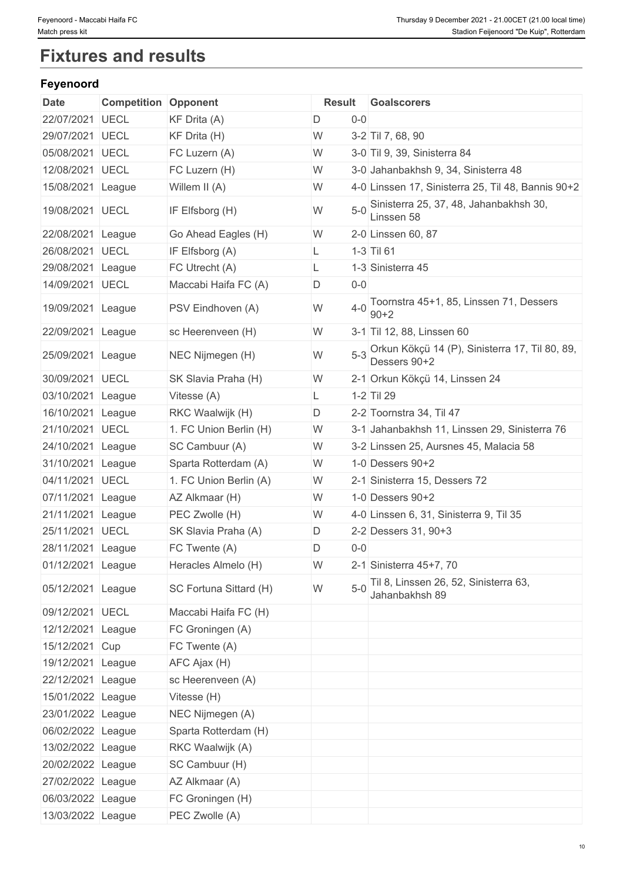# Fixtures and results

### Feyenoord

| Date | Competition | Opponent | Result | | Goalscorers |
|---|---|---|---|---|---|
| 22/07/2021 | UECL | KF Drita (A) | D | 0-0 | |
| 29/07/2021 | UECL | KF Drita (H) | W | 3-2 | Til 7, 68, 90 |
| 05/08/2021 | UECL | FC Luzern (A) | W | 3-0 | Til 9, 39, Sinisterra 84 |
| 12/08/2021 | UECL | FC Luzern (H) | W | 3-0 | Jahanbakhsh 9, 34, Sinisterra 48 |
| 15/08/2021 | League | Willem II (A) | W | 4-0 | Linssen 17, Sinisterra 25, Til 48, Bannis 90+2 |
| 19/08/2021 | UECL | IF Elfsborg (H) | W | 5-0 | Sinisterra 25, 37, 48, Jahanbakhsh 30, Linssen 58 |
| 22/08/2021 | League | Go Ahead Eagles (H) | W | 2-0 | Linssen 60, 87 |
| 26/08/2021 | UECL | IF Elfsborg (A) | L | 1-3 | Til 61 |
| 29/08/2021 | League | FC Utrecht (A) | L | 1-3 | Sinisterra 45 |
| 14/09/2021 | UECL | Maccabi Haifa FC (A) | D | 0-0 | |
| 19/09/2021 | League | PSV Eindhoven (A) | W | 4-0 | Toornstra 45+1, 85, Linssen 71, Dessers 90+2 |
| 22/09/2021 | League | sc Heerenveen (H) | W | 3-1 | Til 12, 88, Linssen 60 |
| 25/09/2021 | League | NEC Nijmegen (H) | W | 5-3 | Orkun Kökçü 14 (P), Sinisterra 17, Til 80, 89, Dessers 90+2 |
| 30/09/2021 | UECL | SK Slavia Praha (H) | W | 2-1 | Orkun Kökçü 14, Linssen 24 |
| 03/10/2021 | League | Vitesse (A) | L | 1-2 | Til 29 |
| 16/10/2021 | League | RKC Waalwijk (H) | D | 2-2 | Toornstra 34, Til 47 |
| 21/10/2021 | UECL | 1. FC Union Berlin (H) | W | 3-1 | Jahanbakhsh 11, Linssen 29, Sinisterra 76 |
| 24/10/2021 | League | SC Cambuur (A) | W | 3-2 | Linssen 25, Aursnes 45, Malacia 58 |
| 31/10/2021 | League | Sparta Rotterdam (A) | W | 1-0 | Dessers 90+2 |
| 04/11/2021 | UECL | 1. FC Union Berlin (A) | W | 2-1 | Sinisterra 15, Dessers 72 |
| 07/11/2021 | League | AZ Alkmaar (H) | W | 1-0 | Dessers 90+2 |
| 21/11/2021 | League | PEC Zwolle (H) | W | 4-0 | Linssen 6, 31, Sinisterra 9, Til 35 |
| 25/11/2021 | UECL | SK Slavia Praha (A) | D | 2-2 | Dessers 31, 90+3 |
| 28/11/2021 | League | FC Twente (A) | D | 0-0 | |
| 01/12/2021 | League | Heracles Almelo (H) | W | 2-1 | Sinisterra 45+7, 70 |
| 05/12/2021 | League | SC Fortuna Sittard (H) | W | 5-0 | Til 8, Linssen 26, 52, Sinisterra 63, Jahanbakhsh 89 |
| 09/12/2021 | UECL | Maccabi Haifa FC (H) | | | |
| 12/12/2021 | League | FC Groningen (A) | | | |
| 15/12/2021 | Cup | FC Twente (A) | | | |
| 19/12/2021 | League | AFC Ajax (H) | | | |
| 22/12/2021 | League | sc Heerenveen (A) | | | |
| 15/01/2022 | League | Vitesse (H) | | | |
| 23/01/2022 | League | NEC Nijmegen (A) | | | |
| 06/02/2022 | League | Sparta Rotterdam (H) | | | |
| 13/02/2022 | League | RKC Waalwijk (A) | | | |
| 20/02/2022 | League | SC Cambuur (H) | | | |
| 27/02/2022 | League | AZ Alkmaar (A) | | | |
| 06/03/2022 | League | FC Groningen (H) | | | |
| 13/03/2022 | League | PEC Zwolle (A) | | | |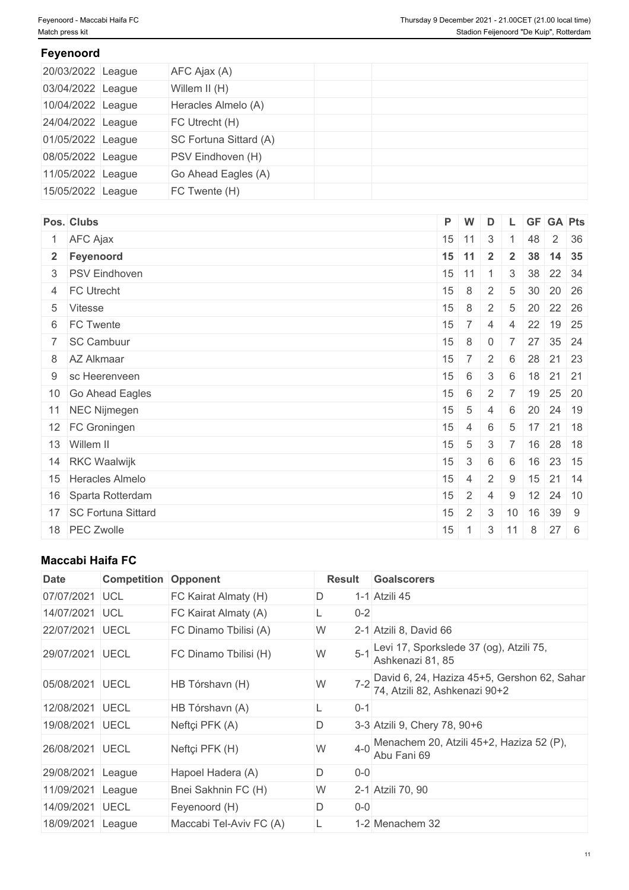## Feyenoord

| | | | | |
|---|---|---|---|---|
| 20/03/2022 | League | AFC Ajax (A) | | |
| 03/04/2022 | League | Willem II (H) | | |
| 10/04/2022 | League | Heracles Almelo (A) | | |
| 24/04/2022 | League | FC Utrecht (H) | | |
| 01/05/2022 | League | SC Fortuna Sittard (A) | | |
| 08/05/2022 | League | PSV Eindhoven (H) | | |
| 11/05/2022 | League | Go Ahead Eagles (A) | | |
| 15/05/2022 | League | FC Twente (H) | | |

| Pos. | Clubs | P | W | D | L | GF | GA | Pts |
|---|---|---|---|---|---|---|---|---|
| 1 | AFC Ajax | 15 | 11 | 3 | 1 | 48 | 2 | 36 |
| **2** | **Feyenoord** | **15** | **11** | **2** | **2** | **38** | **14** | **35** |
| 3 | PSV Eindhoven | 15 | 11 | 1 | 3 | 38 | 22 | 34 |
| 4 | FC Utrecht | 15 | 8 | 2 | 5 | 30 | 20 | 26 |
| 5 | Vitesse | 15 | 8 | 2 | 5 | 20 | 22 | 26 |
| 6 | FC Twente | 15 | 7 | 4 | 4 | 22 | 19 | 25 |
| 7 | SC Cambuur | 15 | 8 | 0 | 7 | 27 | 35 | 24 |
| 8 | AZ Alkmaar | 15 | 7 | 2 | 6 | 28 | 21 | 23 |
| 9 | sc Heerenveen | 15 | 6 | 3 | 6 | 18 | 21 | 21 |
| 10 | Go Ahead Eagles | 15 | 6 | 2 | 7 | 19 | 25 | 20 |
| 11 | NEC Nijmegen | 15 | 5 | 4 | 6 | 20 | 24 | 19 |
| 12 | FC Groningen | 15 | 4 | 6 | 5 | 17 | 21 | 18 |
| 13 | Willem II | 15 | 5 | 3 | 7 | 16 | 28 | 18 |
| 14 | RKC Waalwijk | 15 | 3 | 6 | 6 | 16 | 23 | 15 |
| 15 | Heracles Almelo | 15 | 4 | 2 | 9 | 15 | 21 | 14 |
| 16 | Sparta Rotterdam | 15 | 2 | 4 | 9 | 12 | 24 | 10 |
| 17 | SC Fortuna Sittard | 15 | 2 | 3 | 10 | 16 | 39 | 9 |
| 18 | PEC Zwolle | 15 | 1 | 3 | 11 | 8 | 27 | 6 |

## Maccabi Haifa FC

| Date | Competition | Opponent | Result | | Goalscorers |
|---|---|---|---|---|---|
| 07/07/2021 | UCL | FC Kairat Almaty (H) | D | 1-1 | Atzili 45 |
| 14/07/2021 | UCL | FC Kairat Almaty (A) | L | 0-2 | |
| 22/07/2021 | UECL | FC Dinamo Tbilisi (A) | W | 2-1 | Atzili 8, David 66 |
| 29/07/2021 | UECL | FC Dinamo Tbilisi (H) | W | 5-1 | Levi 17, Sporkslede 37 (og), Atzili 75, Ashkenazi 81, 85 |
| 05/08/2021 | UECL | HB Tórshavn (H) | W | 7-2 | David 6, 24, Haziza 45+5, Gershon 62, Sahar 74, Atzili 82, Ashkenazi 90+2 |
| 12/08/2021 | UECL | HB Tórshavn (A) | L | 0-1 | |
| 19/08/2021 | UECL | Neftçi PFK (A) | D | 3-3 | Atzili 9, Chery 78, 90+6 |
| 26/08/2021 | UECL | Neftçi PFK (H) | W | 4-0 | Menachem 20, Atzili 45+2, Haziza 52 (P), Abu Fani 69 |
| 29/08/2021 | League | Hapoel Hadera (A) | D | 0-0 | |
| 11/09/2021 | League | Bnei Sakhnin FC (H) | W | 2-1 | Atzili 70, 90 |
| 14/09/2021 | UECL | Feyenoord (H) | D | 0-0 | |
| 18/09/2021 | League | Maccabi Tel-Aviv FC (A) | L | 1-2 | Menachem 32 |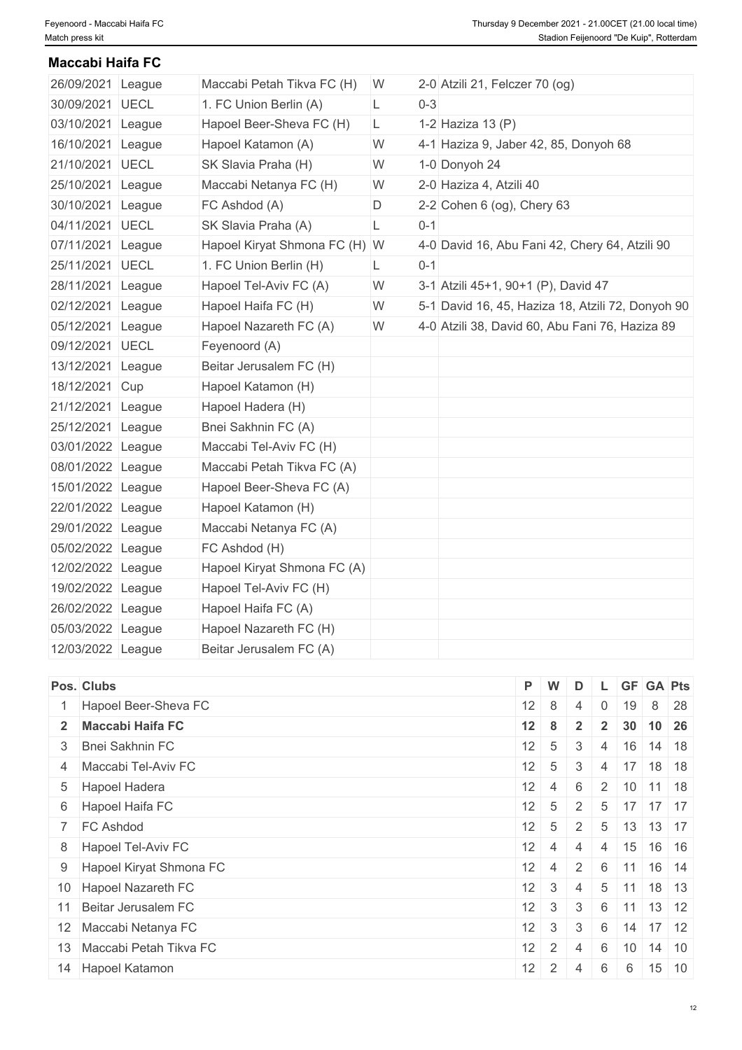## Maccabi Haifa FC

| | | | | | |
|---|---|---|---|---|---|
| 26/09/2021 | League | Maccabi Petah Tikva FC (H) | W | 2-0 | Atzili 21, Felczer 70 (og) |
| 30/09/2021 | UECL | 1. FC Union Berlin (A) | L | 0-3 | |
| 03/10/2021 | League | Hapoel Beer-Sheva FC (H) | L | 1-2 | Haziza 13 (P) |
| 16/10/2021 | League | Hapoel Katamon (A) | W | 4-1 | Haziza 9, Jaber 42, 85, Donyoh 68 |
| 21/10/2021 | UECL | SK Slavia Praha (H) | W | 1-0 | Donyoh 24 |
| 25/10/2021 | League | Maccabi Netanya FC (H) | W | 2-0 | Haziza 4, Atzili 40 |
| 30/10/2021 | League | FC Ashdod (A) | D | 2-2 | Cohen 6 (og), Chery 63 |
| 04/11/2021 | UECL | SK Slavia Praha (A) | L | 0-1 | |
| 07/11/2021 | League | Hapoel Kiryat Shmona FC (H) | W | 4-0 | David 16, Abu Fani 42, Chery 64, Atzili 90 |
| 25/11/2021 | UECL | 1. FC Union Berlin (H) | L | 0-1 | |
| 28/11/2021 | League | Hapoel Tel-Aviv FC (A) | W | 3-1 | Atzili 45+1, 90+1 (P), David 47 |
| 02/12/2021 | League | Hapoel Haifa FC (H) | W | 5-1 | David 16, 45, Haziza 18, Atzili 72, Donyoh 90 |
| 05/12/2021 | League | Hapoel Nazareth FC (A) | W | 4-0 | Atzili 38, David 60, Abu Fani 76, Haziza 89 |
| 09/12/2021 | UECL | Feyenoord (A) | | | |
| 13/12/2021 | League | Beitar Jerusalem FC (H) | | | |
| 18/12/2021 | Cup | Hapoel Katamon (H) | | | |
| 21/12/2021 | League | Hapoel Hadera (H) | | | |
| 25/12/2021 | League | Bnei Sakhnin FC (A) | | | |
| 03/01/2022 | League | Maccabi Tel-Aviv FC (H) | | | |
| 08/01/2022 | League | Maccabi Petah Tikva FC (A) | | | |
| 15/01/2022 | League | Hapoel Beer-Sheva FC (A) | | | |
| 22/01/2022 | League | Hapoel Katamon (H) | | | |
| 29/01/2022 | League | Maccabi Netanya FC (A) | | | |
| 05/02/2022 | League | FC Ashdod (H) | | | |
| 12/02/2022 | League | Hapoel Kiryat Shmona FC (A) | | | |
| 19/02/2022 | League | Hapoel Tel-Aviv FC (H) | | | |
| 26/02/2022 | League | Hapoel Haifa FC (A) | | | |
| 05/03/2022 | League | Hapoel Nazareth FC (H) | | | |
| 12/03/2022 | League | Beitar Jerusalem FC (A) | | | |

| Pos. | Clubs | P | W | D | L | GF | GA | Pts |
|---|---|---|---|---|---|---|---|---|
| 1 | Hapoel Beer-Sheva FC | 12 | 8 | 4 | 0 | 19 | 8 | 28 |
| **2** | **Maccabi Haifa FC** | **12** | **8** | **2** | **2** | **30** | **10** | **26** |
| 3 | Bnei Sakhnin FC | 12 | 5 | 3 | 4 | 16 | 14 | 18 |
| 4 | Maccabi Tel-Aviv FC | 12 | 5 | 3 | 4 | 17 | 18 | 18 |
| 5 | Hapoel Hadera | 12 | 4 | 6 | 2 | 10 | 11 | 18 |
| 6 | Hapoel Haifa FC | 12 | 5 | 2 | 5 | 17 | 17 | 17 |
| 7 | FC Ashdod | 12 | 5 | 2 | 5 | 13 | 13 | 17 |
| 8 | Hapoel Tel-Aviv FC | 12 | 4 | 4 | 4 | 15 | 16 | 16 |
| 9 | Hapoel Kiryat Shmona FC | 12 | 4 | 2 | 6 | 11 | 16 | 14 |
| 10 | Hapoel Nazareth FC | 12 | 3 | 4 | 5 | 11 | 18 | 13 |
| 11 | Beitar Jerusalem FC | 12 | 3 | 3 | 6 | 11 | 13 | 12 |
| 12 | Maccabi Netanya FC | 12 | 3 | 3 | 6 | 14 | 17 | 12 |
| 13 | Maccabi Petah Tikva FC | 12 | 2 | 4 | 6 | 10 | 14 | 10 |
| 14 | Hapoel Katamon | 12 | 2 | 4 | 6 | 6 | 15 | 10 |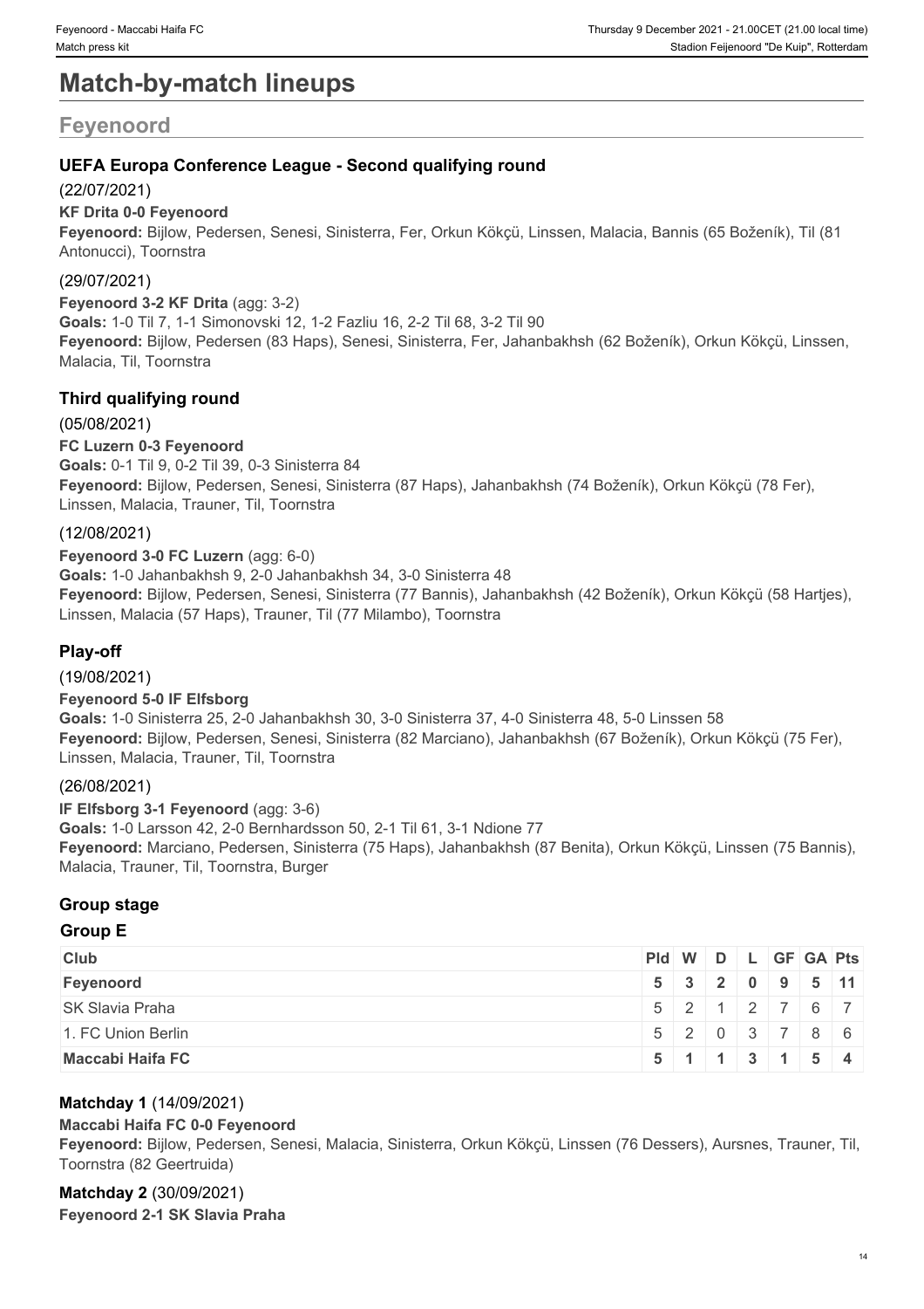# Match-by-match lineups

## Feyenoord

### UEFA Europa Conference League - Second qualifying round

(22/07/2021)

**KF Drita 0-0 Feyenoord**

**Feyenoord:** Bijlow, Pedersen, Senesi, Sinisterra, Fer, Orkun Kökçü, Linssen, Malacia, Bannis (65 Boženík), Til (81 Antonucci), Toornstra

(29/07/2021)

**Feyenoord 3-2 KF Drita** (agg: 3-2)

**Goals:** 1-0 Til 7, 1-1 Simonovski 12, 1-2 Fazliu 16, 2-2 Til 68, 3-2 Til 90

**Feyenoord:** Bijlow, Pedersen (83 Haps), Senesi, Sinisterra, Fer, Jahanbakhsh (62 Boženík), Orkun Kökçü, Linssen, Malacia, Til, Toornstra

### Third qualifying round

(05/08/2021)

**FC Luzern 0-3 Feyenoord**

**Goals:** 0-1 Til 9, 0-2 Til 39, 0-3 Sinisterra 84

**Feyenoord:** Bijlow, Pedersen, Senesi, Sinisterra (87 Haps), Jahanbakhsh (74 Boženík), Orkun Kökçü (78 Fer), Linssen, Malacia, Trauner, Til, Toornstra

(12/08/2021)

**Feyenoord 3-0 FC Luzern** (agg: 6-0)

**Goals:** 1-0 Jahanbakhsh 9, 2-0 Jahanbakhsh 34, 3-0 Sinisterra 48

**Feyenoord:** Bijlow, Pedersen, Senesi, Sinisterra (77 Bannis), Jahanbakhsh (42 Boženík), Orkun Kökçü (58 Hartjes), Linssen, Malacia (57 Haps), Trauner, Til (77 Milambo), Toornstra

### Play-off

(19/08/2021)

**Feyenoord 5-0 IF Elfsborg**

**Goals:** 1-0 Sinisterra 25, 2-0 Jahanbakhsh 30, 3-0 Sinisterra 37, 4-0 Sinisterra 48, 5-0 Linssen 58

**Feyenoord:** Bijlow, Pedersen, Senesi, Sinisterra (82 Marciano), Jahanbakhsh (67 Boženík), Orkun Kökçü (75 Fer), Linssen, Malacia, Trauner, Til, Toornstra

(26/08/2021)

**IF Elfsborg 3-1 Feyenoord** (agg: 3-6)

**Goals:** 1-0 Larsson 42, 2-0 Bernhardsson 50, 2-1 Til 61, 3-1 Ndione 77

**Feyenoord:** Marciano, Pedersen, Sinisterra (75 Haps), Jahanbakhsh (87 Benita), Orkun Kökçü, Linssen (75 Bannis), Malacia, Trauner, Til, Toornstra, Burger

### Group stage

#### Group E

| Club | Pld | W | D | L | GF | GA | Pts |
|---|---|---|---|---|---|---|---|
| **Feyenoord** | **5** | **3** | **2** | **0** | **9** | **5** | **11** |
| SK Slavia Praha | 5 | 2 | 1 | 2 | 7 | 6 | 7 |
| 1. FC Union Berlin | 5 | 2 | 0 | 3 | 7 | 8 | 6 |
| **Maccabi Haifa FC** | **5** | **1** | **1** | **3** | **1** | **5** | **4** |

**Matchday 1** (14/09/2021)

**Maccabi Haifa FC 0-0 Feyenoord**

**Feyenoord:** Bijlow, Pedersen, Senesi, Malacia, Sinisterra, Orkun Kökçü, Linssen (76 Dessers), Aursnes, Trauner, Til, Toornstra (82 Geertruida)

**Matchday 2** (30/09/2021)

**Feyenoord 2-1 SK Slavia Praha**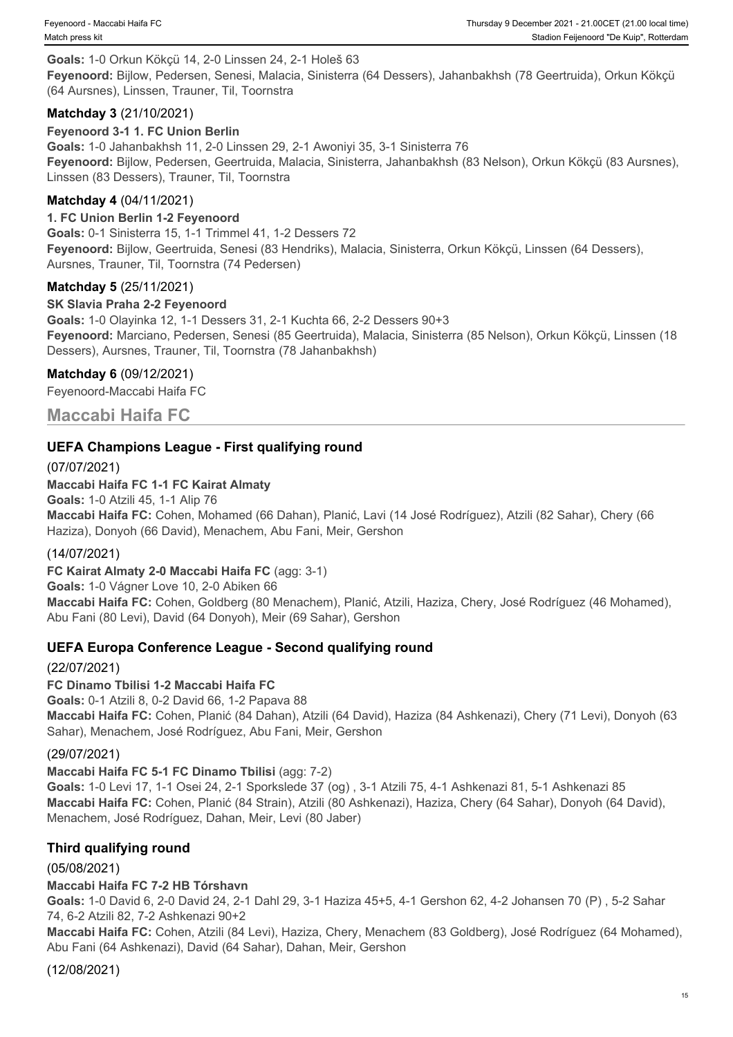**Goals:** 1-0 Orkun Kökçü 14, 2-0 Linssen 24, 2-1 Holeš 63
**Feyenoord:** Bijlow, Pedersen, Senesi, Malacia, Sinisterra (64 Dessers), Jahanbakhsh (78 Geertruida), Orkun Kökçü (64 Aursnes), Linssen, Trauner, Til, Toornstra

#### Matchday 3 (21/10/2021)

**Feyenoord 3-1 1. FC Union Berlin**
**Goals:** 1-0 Jahanbakhsh 11, 2-0 Linssen 29, 2-1 Awoniyi 35, 3-1 Sinisterra 76
**Feyenoord:** Bijlow, Pedersen, Geertruida, Malacia, Sinisterra, Jahanbakhsh (83 Nelson), Orkun Kökçü (83 Aursnes), Linssen (83 Dessers), Trauner, Til, Toornstra

#### Matchday 4 (04/11/2021)

**1. FC Union Berlin 1-2 Feyenoord**
**Goals:** 0-1 Sinisterra 15, 1-1 Trimmel 41, 1-2 Dessers 72
**Feyenoord:** Bijlow, Geertruida, Senesi (83 Hendriks), Malacia, Sinisterra, Orkun Kökçü, Linssen (64 Dessers), Aursnes, Trauner, Til, Toornstra (74 Pedersen)

#### Matchday 5 (25/11/2021)

**SK Slavia Praha 2-2 Feyenoord**
**Goals:** 1-0 Olayinka 12, 1-1 Dessers 31, 2-1 Kuchta 66, 2-2 Dessers 90+3
**Feyenoord:** Marciano, Pedersen, Senesi (85 Geertruida), Malacia, Sinisterra (85 Nelson), Orkun Kökçü, Linssen (18 Dessers), Aursnes, Trauner, Til, Toornstra (78 Jahanbakhsh)

#### Matchday 6 (09/12/2021)

Feyenoord-Maccabi Haifa FC

## Maccabi Haifa FC

### UEFA Champions League - First qualifying round

(07/07/2021)

**Maccabi Haifa FC 1-1 FC Kairat Almaty**
**Goals:** 1-0 Atzili 45, 1-1 Alip 76
**Maccabi Haifa FC:** Cohen, Mohamed (66 Dahan), Planić, Lavi (14 José Rodríguez), Atzili (82 Sahar), Chery (66 Haziza), Donyoh (66 David), Menachem, Abu Fani, Meir, Gershon

(14/07/2021)

**FC Kairat Almaty 2-0 Maccabi Haifa FC** (agg: 3-1)
**Goals:** 1-0 Vágner Love 10, 2-0 Abiken 66
**Maccabi Haifa FC:** Cohen, Goldberg (80 Menachem), Planić, Atzili, Haziza, Chery, José Rodríguez (46 Mohamed), Abu Fani (80 Levi), David (64 Donyoh), Meir (69 Sahar), Gershon

### UEFA Europa Conference League - Second qualifying round

(22/07/2021)

**FC Dinamo Tbilisi 1-2 Maccabi Haifa FC**
**Goals:** 0-1 Atzili 8, 0-2 David 66, 1-2 Papava 88
**Maccabi Haifa FC:** Cohen, Planić (84 Dahan), Atzili (64 David), Haziza (84 Ashkenazi), Chery (71 Levi), Donyoh (63 Sahar), Menachem, José Rodríguez, Abu Fani, Meir, Gershon

(29/07/2021)

**Maccabi Haifa FC 5-1 FC Dinamo Tbilisi** (agg: 7-2)
**Goals:** 1-0 Levi 17, 1-1 Osei 24, 2-1 Sporkslede 37 (og) , 3-1 Atzili 75, 4-1 Ashkenazi 81, 5-1 Ashkenazi 85
**Maccabi Haifa FC:** Cohen, Planić (84 Strain), Atzili (80 Ashkenazi), Haziza, Chery (64 Sahar), Donyoh (64 David), Menachem, José Rodríguez, Dahan, Meir, Levi (80 Jaber)

### Third qualifying round

(05/08/2021)

**Maccabi Haifa FC 7-2 HB Tórshavn**
**Goals:** 1-0 David 6, 2-0 David 24, 2-1 Dahl 29, 3-1 Haziza 45+5, 4-1 Gershon 62, 4-2 Johansen 70 (P) , 5-2 Sahar 74, 6-2 Atzili 82, 7-2 Ashkenazi 90+2
**Maccabi Haifa FC:** Cohen, Atzili (84 Levi), Haziza, Chery, Menachem (83 Goldberg), José Rodríguez (64 Mohamed), Abu Fani (64 Ashkenazi), David (64 Sahar), Dahan, Meir, Gershon

(12/08/2021)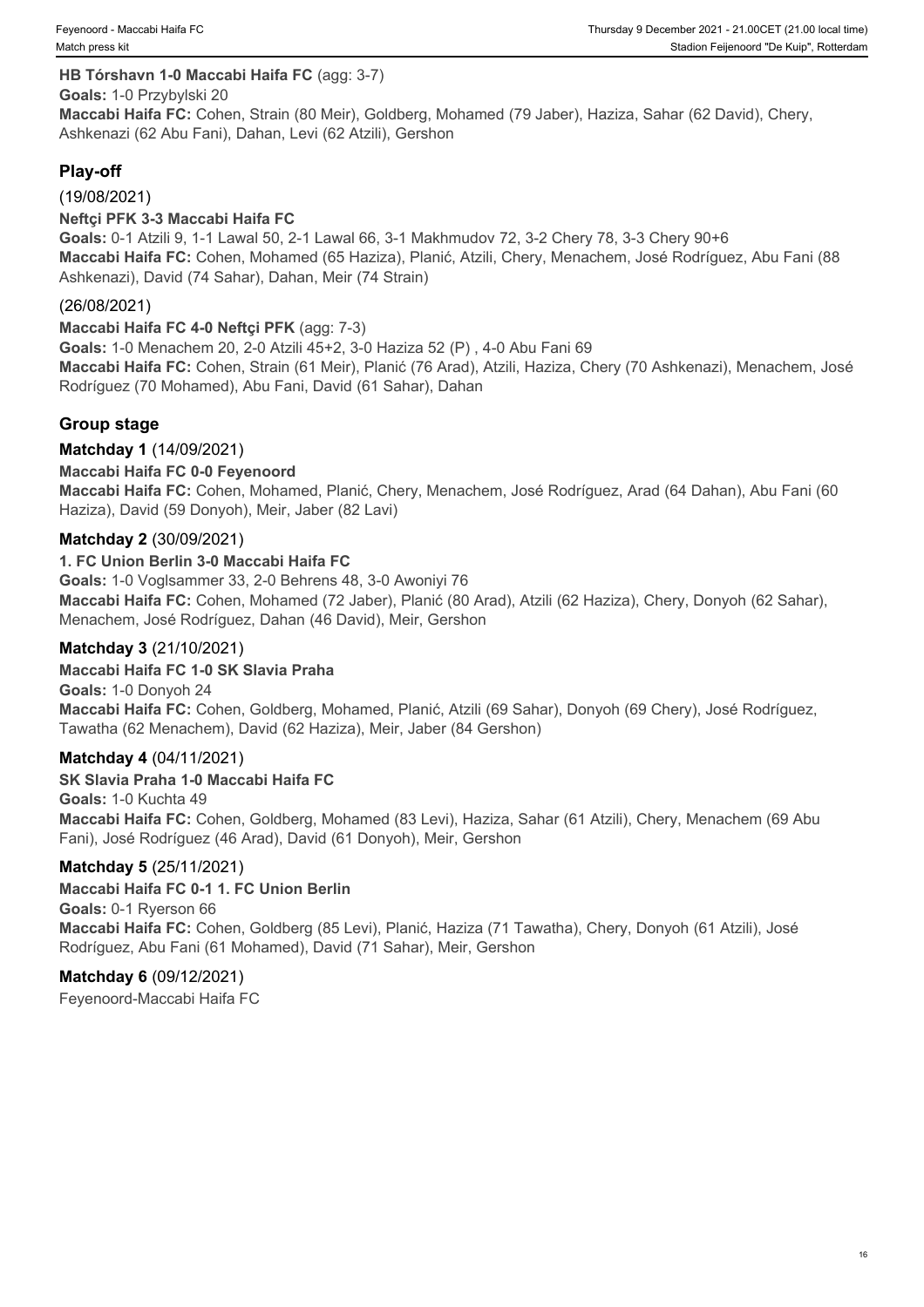**HB Tórshavn 1-0 Maccabi Haifa FC** (agg: 3-7)
**Goals:** 1-0 Przybylski 20
**Maccabi Haifa FC:** Cohen, Strain (80 Meir), Goldberg, Mohamed (79 Jaber), Haziza, Sahar (62 David), Chery, Ashkenazi (62 Abu Fani), Dahan, Levi (62 Atzili), Gershon

## Play-off

(19/08/2021)
**Neftçi PFK 3-3 Maccabi Haifa FC**
**Goals:** 0-1 Atzili 9, 1-1 Lawal 50, 2-1 Lawal 66, 3-1 Makhmudov 72, 3-2 Chery 78, 3-3 Chery 90+6
**Maccabi Haifa FC:** Cohen, Mohamed (65 Haziza), Planić, Atzili, Chery, Menachem, José Rodríguez, Abu Fani (88 Ashkenazi), David (74 Sahar), Dahan, Meir (74 Strain)

(26/08/2021)
**Maccabi Haifa FC 4-0 Neftçi PFK** (agg: 7-3)
**Goals:** 1-0 Menachem 20, 2-0 Atzili 45+2, 3-0 Haziza 52 (P) , 4-0 Abu Fani 69
**Maccabi Haifa FC:** Cohen, Strain (61 Meir), Planić (76 Arad), Atzili, Haziza, Chery (70 Ashkenazi), Menachem, José Rodríguez (70 Mohamed), Abu Fani, David (61 Sahar), Dahan

## Group stage

**Matchday 1** (14/09/2021)
**Maccabi Haifa FC 0-0 Feyenoord**
**Maccabi Haifa FC:** Cohen, Mohamed, Planić, Chery, Menachem, José Rodríguez, Arad (64 Dahan), Abu Fani (60 Haziza), David (59 Donyoh), Meir, Jaber (82 Lavi)

**Matchday 2** (30/09/2021)
**1. FC Union Berlin 3-0 Maccabi Haifa FC**
**Goals:** 1-0 Voglsammer 33, 2-0 Behrens 48, 3-0 Awoniyi 76
**Maccabi Haifa FC:** Cohen, Mohamed (72 Jaber), Planić (80 Arad), Atzili (62 Haziza), Chery, Donyoh (62 Sahar), Menachem, José Rodríguez, Dahan (46 David), Meir, Gershon

**Matchday 3** (21/10/2021)
**Maccabi Haifa FC 1-0 SK Slavia Praha**
**Goals:** 1-0 Donyoh 24
**Maccabi Haifa FC:** Cohen, Goldberg, Mohamed, Planić, Atzili (69 Sahar), Donyoh (69 Chery), José Rodríguez, Tawatha (62 Menachem), David (62 Haziza), Meir, Jaber (84 Gershon)

**Matchday 4** (04/11/2021)
**SK Slavia Praha 1-0 Maccabi Haifa FC**
**Goals:** 1-0 Kuchta 49
**Maccabi Haifa FC:** Cohen, Goldberg, Mohamed (83 Levi), Haziza, Sahar (61 Atzili), Chery, Menachem (69 Abu Fani), José Rodríguez (46 Arad), David (61 Donyoh), Meir, Gershon

**Matchday 5** (25/11/2021)
**Maccabi Haifa FC 0-1 1. FC Union Berlin**
**Goals:** 0-1 Ryerson 66
**Maccabi Haifa FC:** Cohen, Goldberg (85 Levi), Planić, Haziza (71 Tawatha), Chery, Donyoh (61 Atzili), José Rodríguez, Abu Fani (61 Mohamed), David (71 Sahar), Meir, Gershon

**Matchday 6** (09/12/2021)
Feyenoord-Maccabi Haifa FC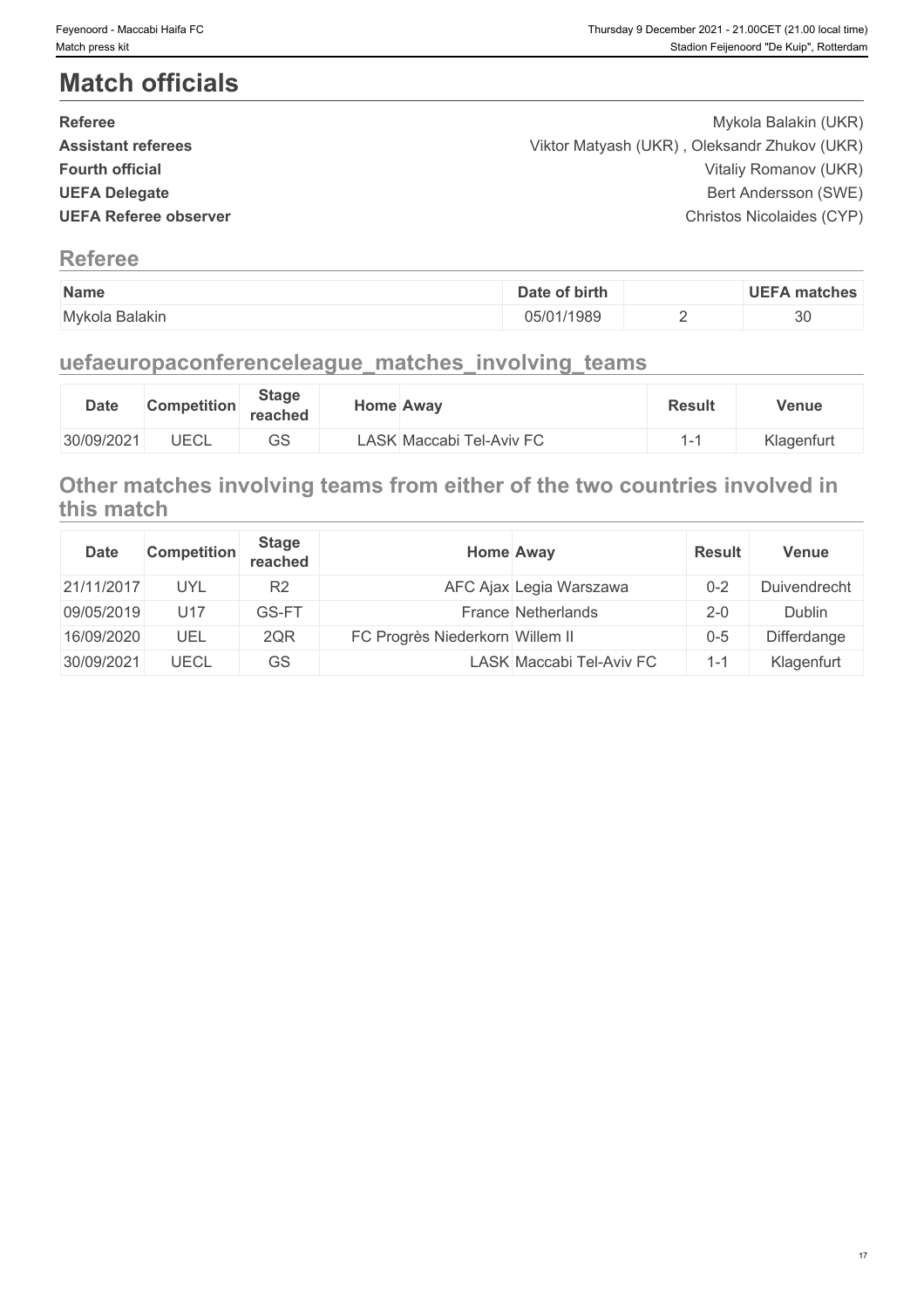# Match officials

| | |
|---|---|
| **Referee** | Mykola Balakin (UKR) |
| **Assistant referees** | Viktor Matyash (UKR) , Oleksandr Zhukov (UKR) |
| **Fourth official** | Vitaliy Romanov (UKR) |
| **UEFA Delegate** | Bert Andersson (SWE) |
| **UEFA Referee observer** | Christos Nicolaides (CYP) |

## Referee

| Name | Date of birth | | UEFA matches |
|---|---|---|---|
| Mykola Balakin | 05/01/1989 | 2 | 30 |

## uefaeuropaconferenceleague_matches_involving_teams

| Date | Competition | Stage reached | Home | Away | Result | Venue |
|---|---|---|---|---|---|---|
| 30/09/2021 | UECL | GS | LASK | Maccabi Tel-Aviv FC | 1-1 | Klagenfurt |

## Other matches involving teams from either of the two countries involved in this match

| Date | Competition | Stage reached | Home | Away | Result | Venue |
|---|---|---|---|---|---|---|
| 21/11/2017 | UYL | R2 | AFC Ajax | Legia Warszawa | 0-2 | Duivendrecht |
| 09/05/2019 | U17 | GS-FT | France | Netherlands | 2-0 | Dublin |
| 16/09/2020 | UEL | 2QR | FC Progrès Niederkorn | Willem II | 0-5 | Differdange |
| 30/09/2021 | UECL | GS | LASK | Maccabi Tel-Aviv FC | 1-1 | Klagenfurt |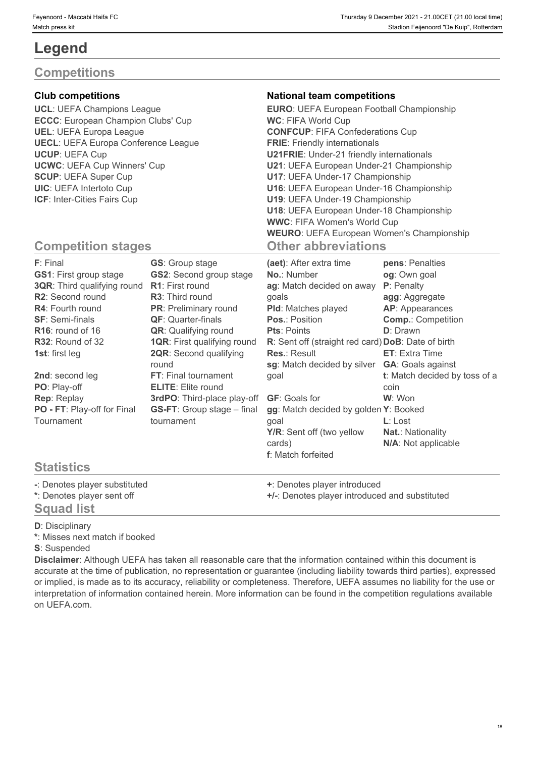# Legend

## Competitions

### Club competitions

**UCL**: UEFA Champions League
**ECCC**: European Champion Clubs' Cup
**UEL**: UEFA Europa League
**UECL**: UEFA Europa Conference League
**UCUP**: UEFA Cup
**UCWC**: UEFA Cup Winners' Cup
**SCUP**: UEFA Super Cup
**UIC**: UEFA Intertoto Cup
**ICF**: Inter-Cities Fairs Cup

### National team competitions

**EURO**: UEFA European Football Championship
**WC**: FIFA World Cup
**CONFCUP**: FIFA Confederations Cup
**FRIE**: Friendly internationals
**U21FRIE**: Under-21 friendly internationals
**U21**: UEFA European Under-21 Championship
**U17**: UEFA Under-17 Championship
**U16**: UEFA European Under-16 Championship
**U19**: UEFA Under-19 Championship
**U18**: UEFA European Under-18 Championship
**WWC**: FIFA Women's World Cup
**WEURO**: UEFA European Women's Championship

## Competition stages

**F**: Final
**GS1**: First group stage
**3QR**: Third qualifying round
**R2**: Second round
**R4**: Fourth round
**SF**: Semi-finals
**R16**: round of 16
**R32**: Round of 32
**1st**: first leg
**2nd**: second leg
**PO**: Play-off
**Rep**: Replay
**PO - FT**: Play-off for Final Tournament
**GS**: Group stage
**GS2**: Second group stage
**R1**: First round
**R3**: Third round
**PR**: Preliminary round
**QF**: Quarter-finals
**QR**: Qualifying round
**1QR**: First qualifying round
**2QR**: Second qualifying round
**FT**: Final tournament
**ELITE**: Elite round
**3rdPO**: Third-place play-off
**GS-FT**: Group stage – final tournament

## Other abbreviations

**(aet)**: After extra time
**No.**: Number
**ag**: Match decided on away goals
**Pld**: Matches played
**Pos.**: Position
**Pts**: Points
**R**: Sent off (straight red card)
**Res.**: Result
**sg**: Match decided by silver goal
**GF**: Goals for
**gg**: Match decided by golden goal
**Y/R**: Sent off (two yellow cards)
**f**: Match forfeited
**pens**: Penalties
**og**: Own goal
**P**: Penalty
**agg**: Aggregate
**AP**: Appearances
**Comp.**: Competition
**D**: Drawn
**DoB**: Date of birth
**ET**: Extra Time
**GA**: Goals against
**t**: Match decided by toss of a coin
**W**: Won
**Y**: Booked
**L**: Lost
**Nat.**: Nationality
**N/A**: Not applicable

## Statistics

**-**: Denotes player substituted
**\***: Denotes player sent off
**+**: Denotes player introduced
**+/-**: Denotes player introduced and substituted

## Squad list

**D**: Disciplinary
**\***: Misses next match if booked
**S**: Suspended

**Disclaimer**: Although UEFA has taken all reasonable care that the information contained within this document is accurate at the time of publication, no representation or guarantee (including liability towards third parties), expressed or implied, is made as to its accuracy, reliability or completeness. Therefore, UEFA assumes no liability for the use or interpretation of information contained herein. More information can be found in the competition regulations available on UEFA.com.